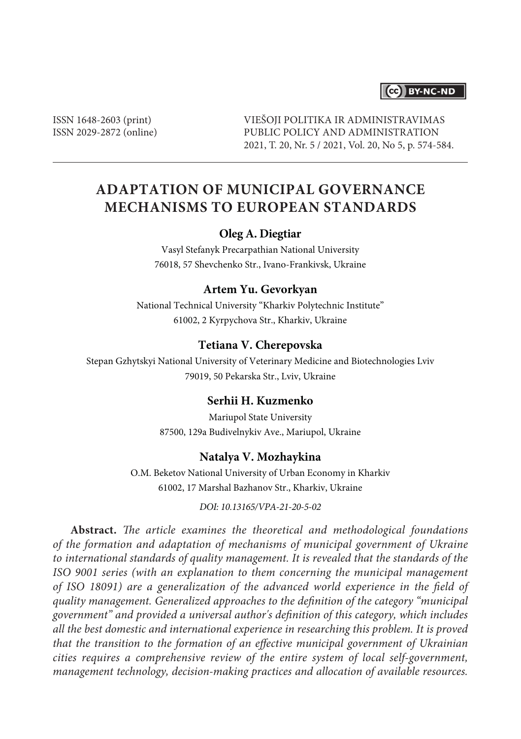ISSN 1648-2603 (print)
ISSN 2029-2872 (online)

VIEŠOJI POLITIKA IR ADMINISTRAVIMAS
PUBLIC POLICY AND ADMINISTRATION
2021, T. 20, Nr. 5 / 2021, Vol. 20, No 5, p. 574-584.

# ADAPTATION OF MUNICIPAL GOVERNANCE MECHANISMS TO EUROPEAN STANDARDS

**Oleg A. Diegtiar**
Vasyl Stefanyk Precarpathian National University
76018, 57 Shevchenko Str., Ivano-Frankivsk, Ukraine

**Artem Yu. Gevorkyan**
National Technical University "Kharkiv Polytechnic Institute"
61002, 2 Kyrpychova Str., Kharkiv, Ukraine

**Tetiana V. Cherepovska**
Stepan Gzhytskyi National University of Veterinary Medicine and Biotechnologies Lviv
79019, 50 Pekarska Str., Lviv, Ukraine

**Serhii H. Kuzmenko**
Mariupol State University
87500, 129a Budivelnykiv Ave., Mariupol, Ukraine

**Natalya V. Mozhaykina**
O.M. Beketov National University of Urban Economy in Kharkiv
61002, 17 Marshal Bazhanov Str., Kharkiv, Ukraine

*DOI: 10.13165/VPA-21-20-5-02*

**Abstract.** *The article examines the theoretical and methodological foundations of the formation and adaptation of mechanisms of municipal government of Ukraine to international standards of quality management. It is revealed that the standards of the ISO 9001 series (with an explanation to them concerning the municipal management of ISO 18091) are a generalization of the advanced world experience in the field of quality management. Generalized approaches to the definition of the category "municipal government" and provided a universal author's definition of this category, which includes all the best domestic and international experience in researching this problem. It is proved that the transition to the formation of an effective municipal government of Ukrainian cities requires a comprehensive review of the entire system of local self-government, management technology, decision-making practices and allocation of available resources.*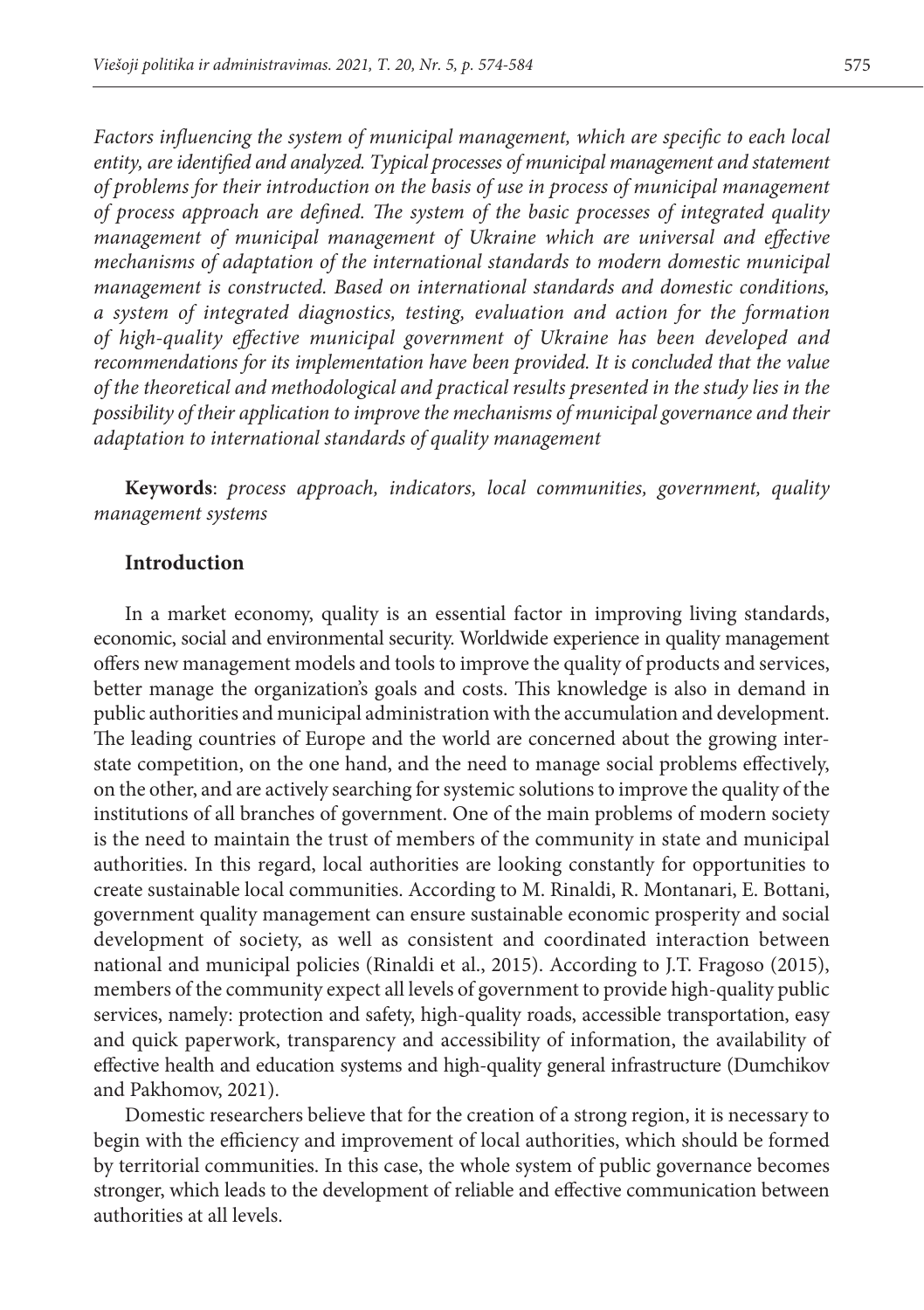*Factors influencing the system of municipal management, which are specific to each local entity, are identified and analyzed. Typical processes of municipal management and statement of problems for their introduction on the basis of use in process of municipal management of process approach are defined. The system of the basic processes of integrated quality management of municipal management of Ukraine which are universal and effective mechanisms of adaptation of the international standards to modern domestic municipal management is constructed. Based on international standards and domestic conditions, a system of integrated diagnostics, testing, evaluation and action for the formation of high-quality effective municipal government of Ukraine has been developed and recommendations for its implementation have been provided. It is concluded that the value of the theoretical and methodological and practical results presented in the study lies in the possibility of their application to improve the mechanisms of municipal governance and their adaptation to international standards of quality management*

**Keywords**: *process approach, indicators, local communities, government, quality management systems*

## Introduction

In a market economy, quality is an essential factor in improving living standards, economic, social and environmental security. Worldwide experience in quality management offers new management models and tools to improve the quality of products and services, better manage the organization's goals and costs. This knowledge is also in demand in public authorities and municipal administration with the accumulation and development. The leading countries of Europe and the world are concerned about the growing inter-state competition, on the one hand, and the need to manage social problems effectively, on the other, and are actively searching for systemic solutions to improve the quality of the institutions of all branches of government. One of the main problems of modern society is the need to maintain the trust of members of the community in state and municipal authorities. In this regard, local authorities are looking constantly for opportunities to create sustainable local communities. According to M. Rinaldi, R. Montanari, E. Bottani, government quality management can ensure sustainable economic prosperity and social development of society, as well as consistent and coordinated interaction between national and municipal policies (Rinaldi et al., 2015). According to J.T. Fragoso (2015), members of the community expect all levels of government to provide high-quality public services, namely: protection and safety, high-quality roads, accessible transportation, easy and quick paperwork, transparency and accessibility of information, the availability of effective health and education systems and high-quality general infrastructure (Dumchikov and Pakhomov, 2021).

Domestic researchers believe that for the creation of a strong region, it is necessary to begin with the efficiency and improvement of local authorities, which should be formed by territorial communities. In this case, the whole system of public governance becomes stronger, which leads to the development of reliable and effective communication between authorities at all levels.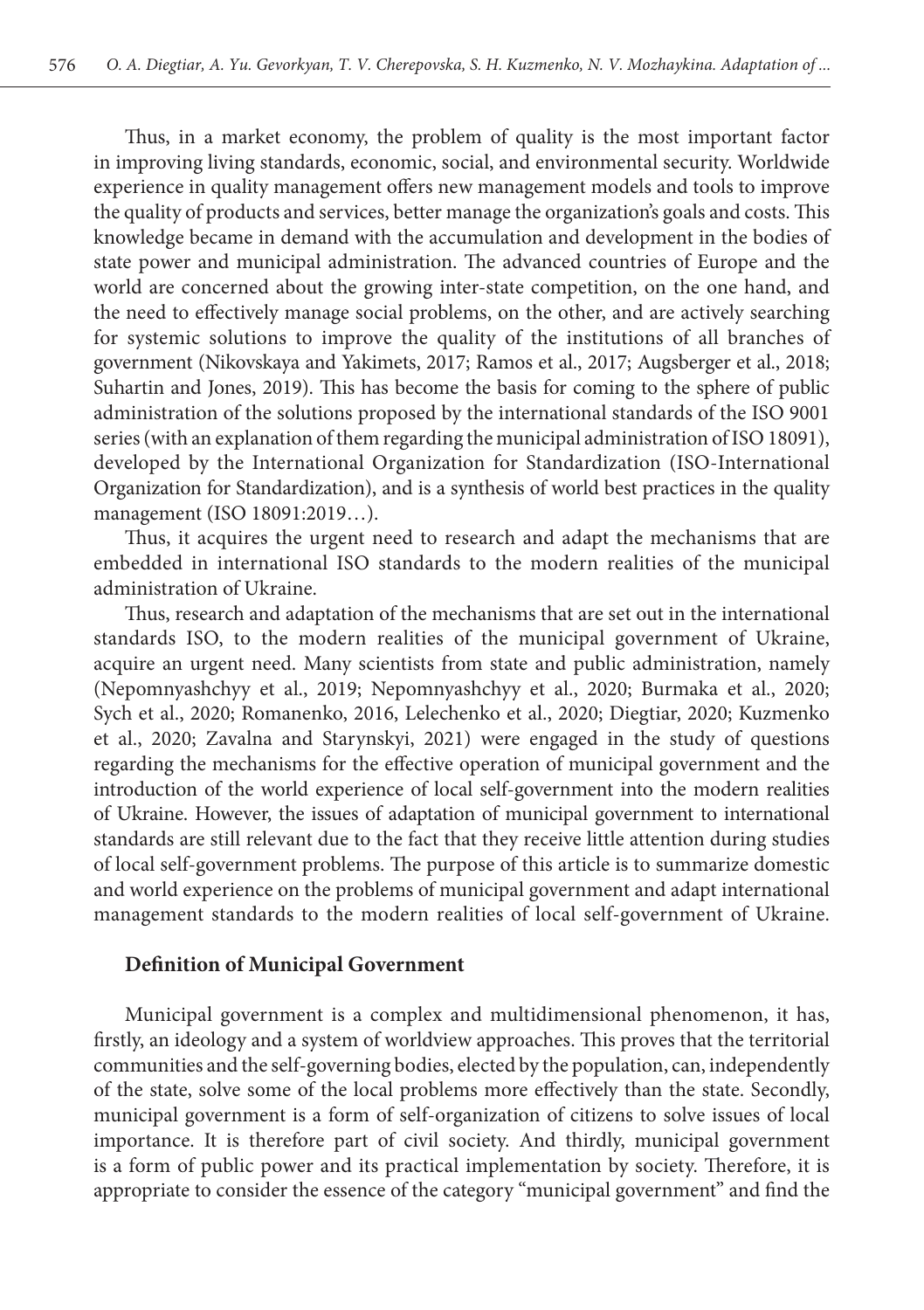Thus, in a market economy, the problem of quality is the most important factor in improving living standards, economic, social, and environmental security. Worldwide experience in quality management offers new management models and tools to improve the quality of products and services, better manage the organization's goals and costs. This knowledge became in demand with the accumulation and development in the bodies of state power and municipal administration. The advanced countries of Europe and the world are concerned about the growing inter-state competition, on the one hand, and the need to effectively manage social problems, on the other, and are actively searching for systemic solutions to improve the quality of the institutions of all branches of government (Nikovskaya and Yakimets, 2017; Ramos et al., 2017; Augsberger et al., 2018; Suhartin and Jones, 2019). This has become the basis for coming to the sphere of public administration of the solutions proposed by the international standards of the ISO 9001 series (with an explanation of them regarding the municipal administration of ISO 18091), developed by the International Organization for Standardization (ISO-International Organization for Standardization), and is a synthesis of world best practices in the quality management (ISO 18091:2019…).

Thus, it acquires the urgent need to research and adapt the mechanisms that are embedded in international ISO standards to the modern realities of the municipal administration of Ukraine.

Thus, research and adaptation of the mechanisms that are set out in the international standards ISO, to the modern realities of the municipal government of Ukraine, acquire an urgent need. Many scientists from state and public administration, namely (Nepomnyashchyy et al., 2019; Nepomnyashchyy et al., 2020; Burmaka et al., 2020; Sych et al., 2020; Romanenko, 2016, Lelechenko et al., 2020; Diegtiar, 2020; Kuzmenko et al., 2020; Zavalna and Starynskyi, 2021) were engaged in the study of questions regarding the mechanisms for the effective operation of municipal government and the introduction of the world experience of local self-government into the modern realities of Ukraine. However, the issues of adaptation of municipal government to international standards are still relevant due to the fact that they receive little attention during studies of local self-government problems. The purpose of this article is to summarize domestic and world experience on the problems of municipal government and adapt international management standards to the modern realities of local self-government of Ukraine.

## Definition of Municipal Government

Municipal government is a complex and multidimensional phenomenon, it has, firstly, an ideology and a system of worldview approaches. This proves that the territorial communities and the self-governing bodies, elected by the population, can, independently of the state, solve some of the local problems more effectively than the state. Secondly, municipal government is a form of self-organization of citizens to solve issues of local importance. It is therefore part of civil society. And thirdly, municipal government is a form of public power and its practical implementation by society. Therefore, it is appropriate to consider the essence of the category "municipal government" and find the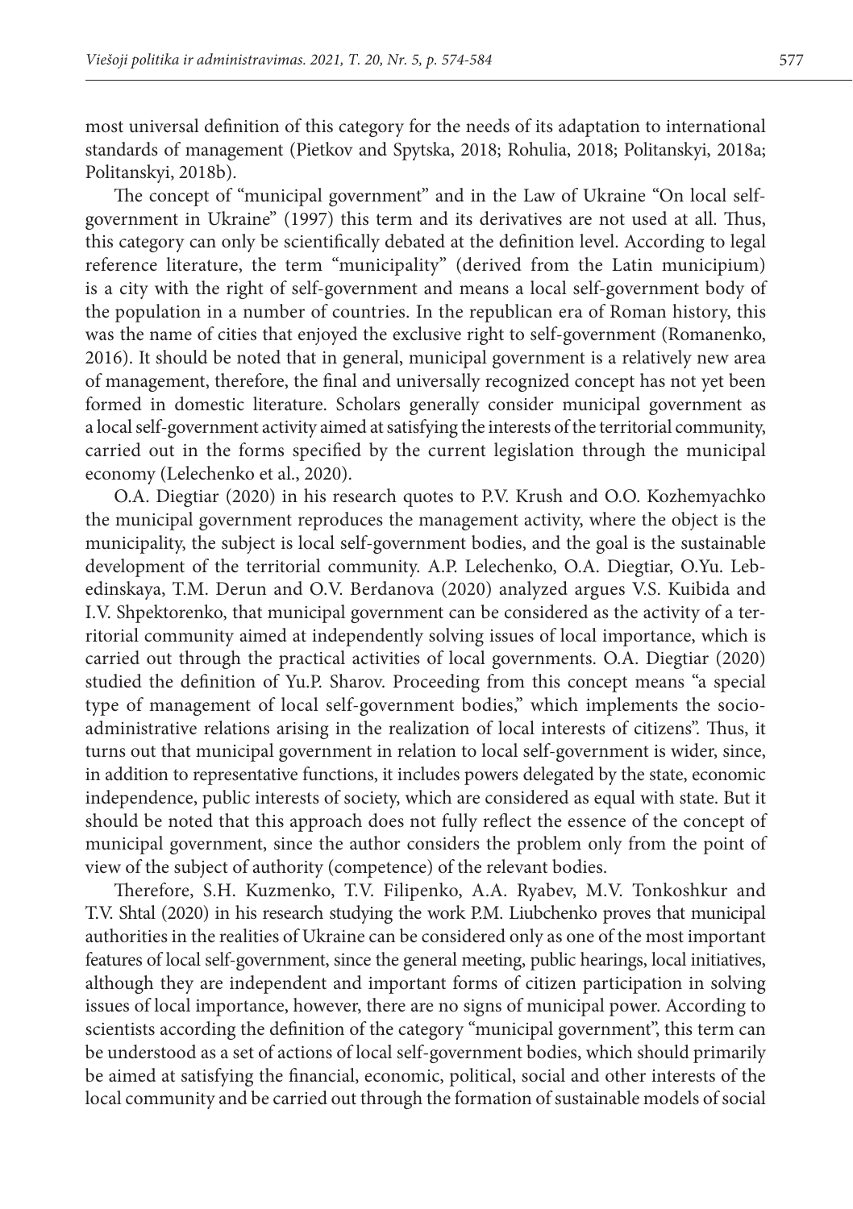most universal definition of this category for the needs of its adaptation to international standards of management (Pietkov and Spytska, 2018; Rohulia, 2018; Politanskyi, 2018a; Politanskyi, 2018b).

The concept of "municipal government" and in the Law of Ukraine "On local self-government in Ukraine" (1997) this term and its derivatives are not used at all. Thus, this category can only be scientifically debated at the definition level. According to legal reference literature, the term "municipality" (derived from the Latin municipium) is a city with the right of self-government and means a local self-government body of the population in a number of countries. In the republican era of Roman history, this was the name of cities that enjoyed the exclusive right to self-government (Romanenko, 2016). It should be noted that in general, municipal government is a relatively new area of management, therefore, the final and universally recognized concept has not yet been formed in domestic literature. Scholars generally consider municipal government as a local self-government activity aimed at satisfying the interests of the territorial community, carried out in the forms specified by the current legislation through the municipal economy (Lelechenko et al., 2020).

O.A. Diegtiar (2020) in his research quotes to P.V. Krush and O.O. Kozhemyachko the municipal government reproduces the management activity, where the object is the municipality, the subject is local self-government bodies, and the goal is the sustainable development of the territorial community. A.P. Lelechenko, O.A. Diegtiar, O.Yu. Lebedinskaya, T.M. Derun and O.V. Berdanova (2020) analyzed argues V.S. Kuibida and I.V. Shpektorenko, that municipal government can be considered as the activity of a territorial community aimed at independently solving issues of local importance, which is carried out through the practical activities of local governments. O.A. Diegtiar (2020) studied the definition of Yu.P. Sharov. Proceeding from this concept means "a special type of management of local self-government bodies," which implements the socio-administrative relations arising in the realization of local interests of citizens". Thus, it turns out that municipal government in relation to local self-government is wider, since, in addition to representative functions, it includes powers delegated by the state, economic independence, public interests of society, which are considered as equal with state. But it should be noted that this approach does not fully reflect the essence of the concept of municipal government, since the author considers the problem only from the point of view of the subject of authority (competence) of the relevant bodies.

Therefore, S.H. Kuzmenko, T.V. Filipenko, A.A. Ryabev, M.V. Tonkoshkur and T.V. Shtal (2020) in his research studying the work P.M. Liubchenko proves that municipal authorities in the realities of Ukraine can be considered only as one of the most important features of local self-government, since the general meeting, public hearings, local initiatives, although they are independent and important forms of citizen participation in solving issues of local importance, however, there are no signs of municipal power. According to scientists according the definition of the category "municipal government", this term can be understood as a set of actions of local self-government bodies, which should primarily be aimed at satisfying the financial, economic, political, social and other interests of the local community and be carried out through the formation of sustainable models of social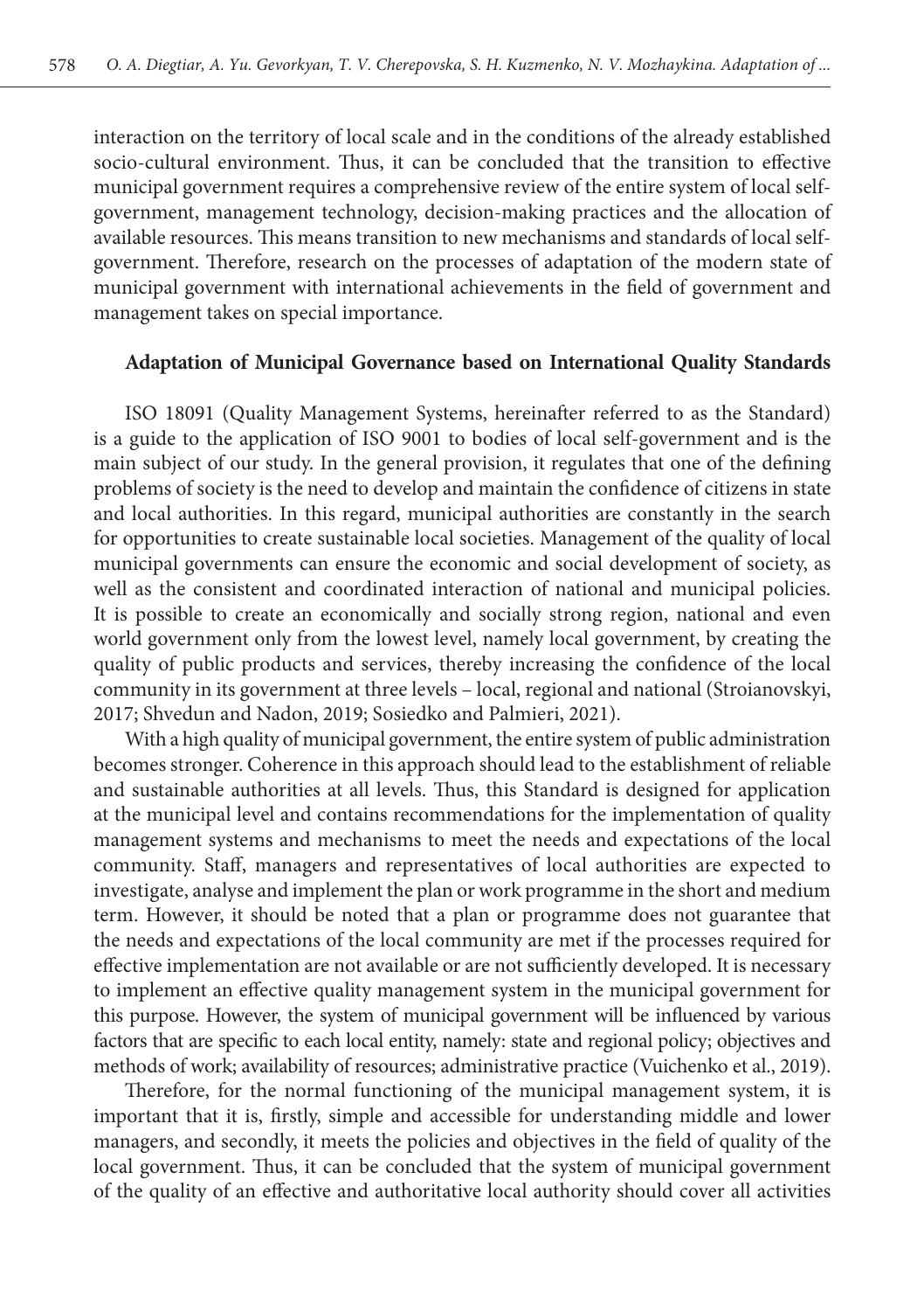interaction on the territory of local scale and in the conditions of the already established socio-cultural environment. Thus, it can be concluded that the transition to effective municipal government requires a comprehensive review of the entire system of local self-government, management technology, decision-making practices and the allocation of available resources. This means transition to new mechanisms and standards of local self-government. Therefore, research on the processes of adaptation of the modern state of municipal government with international achievements in the field of government and management takes on special importance.

## Adaptation of Municipal Governance based on International Quality Standards

ISO 18091 (Quality Management Systems, hereinafter referred to as the Standard) is a guide to the application of ISO 9001 to bodies of local self-government and is the main subject of our study. In the general provision, it regulates that one of the defining problems of society is the need to develop and maintain the confidence of citizens in state and local authorities. In this regard, municipal authorities are constantly in the search for opportunities to create sustainable local societies. Management of the quality of local municipal governments can ensure the economic and social development of society, as well as the consistent and coordinated interaction of national and municipal policies. It is possible to create an economically and socially strong region, national and even world government only from the lowest level, namely local government, by creating the quality of public products and services, thereby increasing the confidence of the local community in its government at three levels – local, regional and national (Stroianovskyi, 2017; Shvedun and Nadon, 2019; Sosiedko and Palmieri, 2021).

With a high quality of municipal government, the entire system of public administration becomes stronger. Coherence in this approach should lead to the establishment of reliable and sustainable authorities at all levels. Thus, this Standard is designed for application at the municipal level and contains recommendations for the implementation of quality management systems and mechanisms to meet the needs and expectations of the local community. Staff, managers and representatives of local authorities are expected to investigate, analyse and implement the plan or work programme in the short and medium term. However, it should be noted that a plan or programme does not guarantee that the needs and expectations of the local community are met if the processes required for effective implementation are not available or are not sufficiently developed. It is necessary to implement an effective quality management system in the municipal government for this purpose. However, the system of municipal government will be influenced by various factors that are specific to each local entity, namely: state and regional policy; objectives and methods of work; availability of resources; administrative practice (Vuichenko et al., 2019).

Therefore, for the normal functioning of the municipal management system, it is important that it is, firstly, simple and accessible for understanding middle and lower managers, and secondly, it meets the policies and objectives in the field of quality of the local government. Thus, it can be concluded that the system of municipal government of the quality of an effective and authoritative local authority should cover all activities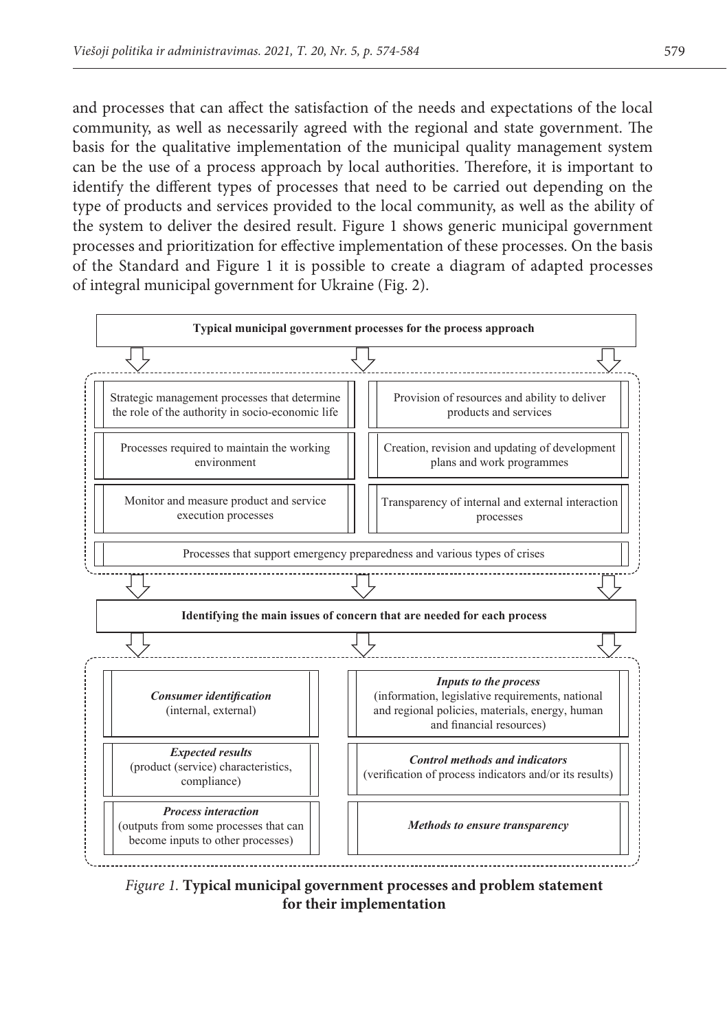and processes that can affect the satisfaction of the needs and expectations of the local community, as well as necessarily agreed with the regional and state government. The basis for the qualitative implementation of the municipal quality management system can be the use of a process approach by local authorities. Therefore, it is important to identify the different types of processes that need to be carried out depending on the type of products and services provided to the local community, as well as the ability of the system to deliver the desired result. Figure 1 shows generic municipal government processes and prioritization for effective implementation of these processes. On the basis of the Standard and Figure 1 it is possible to create a diagram of adapted processes of integral municipal government for Ukraine (Fig. 2).

**Typical municipal government processes for the process approach**

- Strategic management processes that determine the role of the authority in socio-economic life
- Provision of resources and ability to deliver products and services
- Processes required to maintain the working environment
- Creation, revision and updating of development plans and work programmes
- Monitor and measure product and service execution processes
- Transparency of internal and external interaction processes
- Processes that support emergency preparedness and various types of crises

**Identifying the main issues of concern that are needed for each process**

- ***Consumer identification*** (internal, external)
- ***Inputs to the process*** (information, legislative requirements, national and regional policies, materials, energy, human and financial resources)
- ***Expected results*** (product (service) characteristics, compliance)
- ***Control methods and indicators*** (verification of process indicators and/or its results)
- ***Process interaction*** (outputs from some processes that can become inputs to other processes)
- ***Methods to ensure transparency***

*Figure 1.* **Typical municipal government processes and problem statement for their implementation**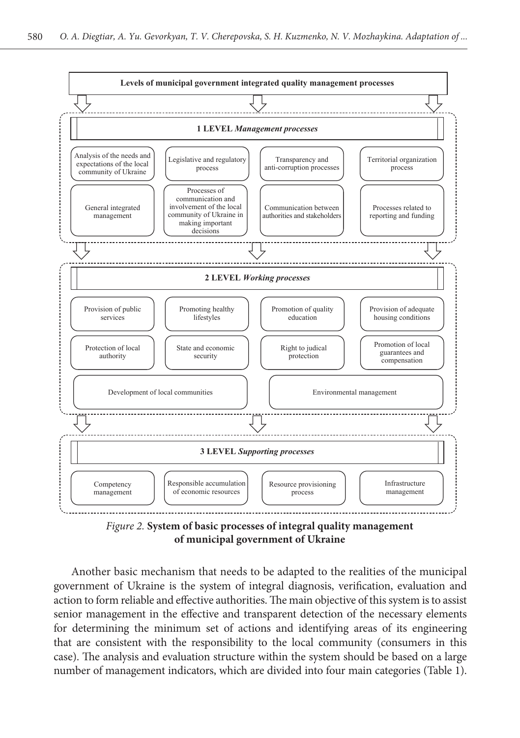**Levels of municipal government integrated quality management processes**

**1 LEVEL *Management processes***

- Analysis of the needs and expectations of the local community of Ukraine
- Legislative and regulatory process
- Transparency and anti-corruption processes
- Territorial organization process
- General integrated management
- Processes of communication and involvement of the local community of Ukraine in making important decisions
- Communication between authorities and stakeholders
- Processes related to reporting and funding

**2 LEVEL *Working processes***

- Provision of public services
- Promoting healthy lifestyles
- Promotion of quality education
- Provision of adequate housing conditions
- Protection of local authority
- State and economic security
- Right to judical protection
- Promotion of local guarantees and compensation
- Development of local communities
- Environmental management

**3 LEVEL *Supporting processes***

- Competency management
- Responsible accumulation of economic resources
- Resource provisioning process
- Infrastructure management

*Figure 2.* **System of basic processes of integral quality management of municipal government of Ukraine**

Another basic mechanism that needs to be adapted to the realities of the municipal government of Ukraine is the system of integral diagnosis, verification, evaluation and action to form reliable and effective authorities. The main objective of this system is to assist senior management in the effective and transparent detection of the necessary elements for determining the minimum set of actions and identifying areas of its engineering that are consistent with the responsibility to the local community (consumers in this case). The analysis and evaluation structure within the system should be based on a large number of management indicators, which are divided into four main categories (Table 1).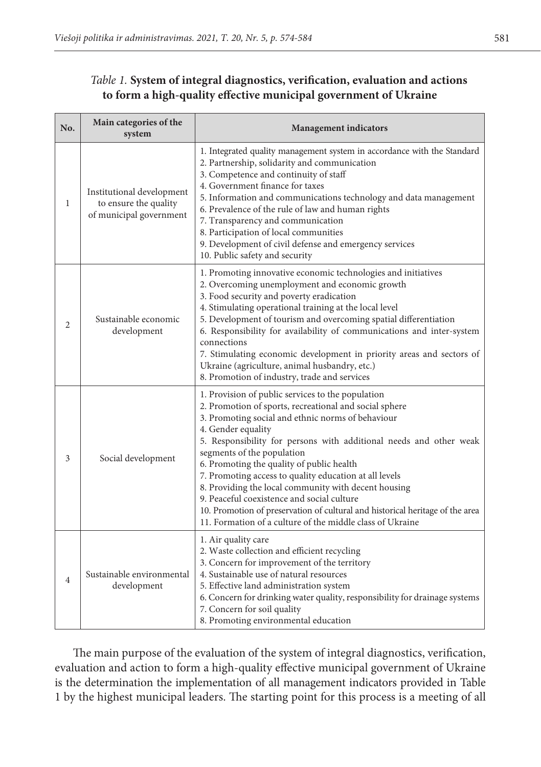*Table 1.* **System of integral diagnostics, verification, evaluation and actions to form a high-quality effective municipal government of Ukraine**

| No. | Main categories of the system | Management indicators |
|---|---|---|
| 1 | Institutional development to ensure the quality of municipal government | 1. Integrated quality management system in accordance with the Standard<br>2. Partnership, solidarity and communication<br>3. Competence and continuity of staff<br>4. Government finance for taxes<br>5. Information and communications technology and data management<br>6. Prevalence of the rule of law and human rights<br>7. Transparency and communication<br>8. Participation of local communities<br>9. Development of civil defense and emergency services<br>10. Public safety and security |
| 2 | Sustainable economic development | 1. Promoting innovative economic technologies and initiatives<br>2. Overcoming unemployment and economic growth<br>3. Food security and poverty eradication<br>4. Stimulating operational training at the local level<br>5. Development of tourism and overcoming spatial differentiation<br>6. Responsibility for availability of communications and inter-system connections<br>7. Stimulating economic development in priority areas and sectors of Ukraine (agriculture, animal husbandry, etc.)<br>8. Promotion of industry, trade and services |
| 3 | Social development | 1. Provision of public services to the population<br>2. Promotion of sports, recreational and social sphere<br>3. Promoting social and ethnic norms of behaviour<br>4. Gender equality<br>5. Responsibility for persons with additional needs and other weak segments of the population<br>6. Promoting the quality of public health<br>7. Promoting access to quality education at all levels<br>8. Providing the local community with decent housing<br>9. Peaceful coexistence and social culture<br>10. Promotion of preservation of cultural and historical heritage of the area<br>11. Formation of a culture of the middle class of Ukraine |
| 4 | Sustainable environmental development | 1. Air quality care<br>2. Waste collection and efficient recycling<br>3. Concern for improvement of the territory<br>4. Sustainable use of natural resources<br>5. Effective land administration system<br>6. Concern for drinking water quality, responsibility for drainage systems<br>7. Concern for soil quality<br>8. Promoting environmental education |

The main purpose of the evaluation of the system of integral diagnostics, verification, evaluation and action to form a high-quality effective municipal government of Ukraine is the determination the implementation of all management indicators provided in Table 1 by the highest municipal leaders. The starting point for this process is a meeting of all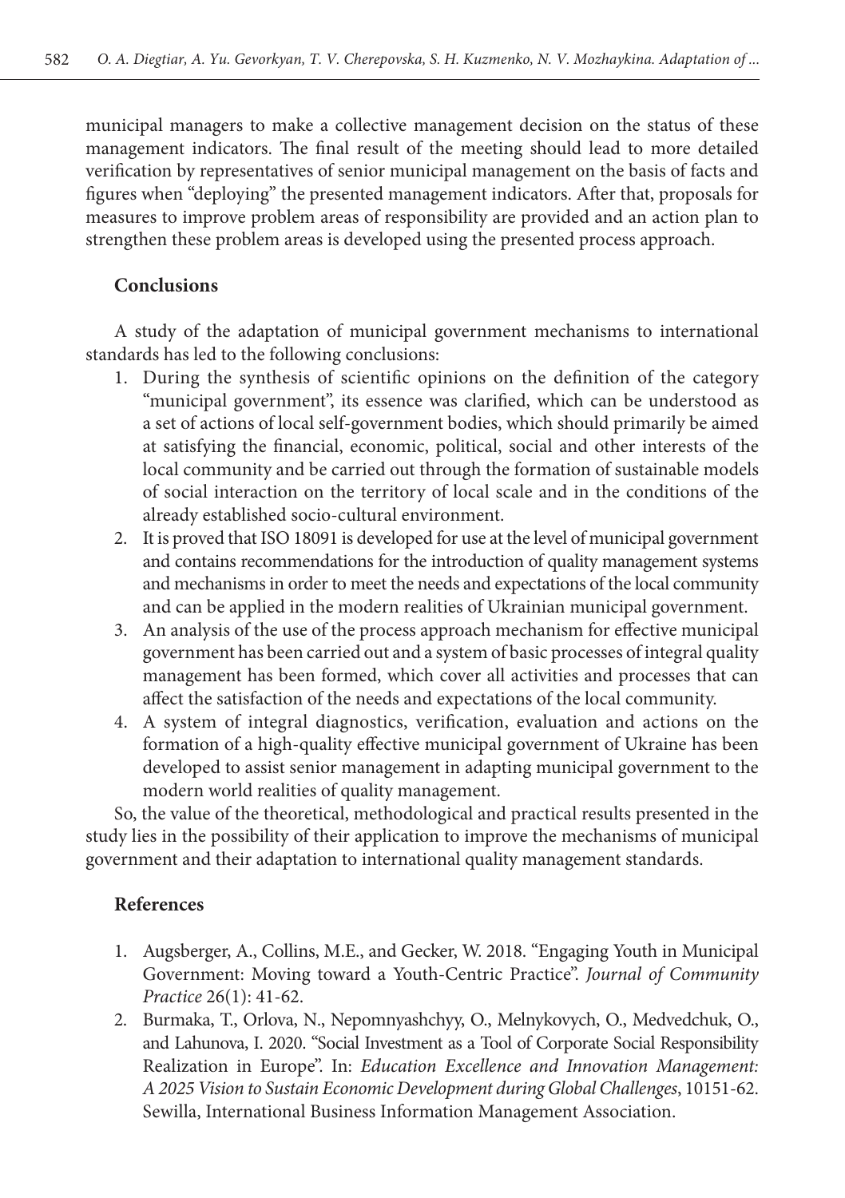municipal managers to make a collective management decision on the status of these management indicators. The final result of the meeting should lead to more detailed verification by representatives of senior municipal management on the basis of facts and figures when "deploying" the presented management indicators. After that, proposals for measures to improve problem areas of responsibility are provided and an action plan to strengthen these problem areas is developed using the presented process approach.

## Conclusions

A study of the adaptation of municipal government mechanisms to international standards has led to the following conclusions:

1. During the synthesis of scientific opinions on the definition of the category "municipal government", its essence was clarified, which can be understood as a set of actions of local self-government bodies, which should primarily be aimed at satisfying the financial, economic, political, social and other interests of the local community and be carried out through the formation of sustainable models of social interaction on the territory of local scale and in the conditions of the already established socio-cultural environment.
2. It is proved that ISO 18091 is developed for use at the level of municipal government and contains recommendations for the introduction of quality management systems and mechanisms in order to meet the needs and expectations of the local community and can be applied in the modern realities of Ukrainian municipal government.
3. An analysis of the use of the process approach mechanism for effective municipal government has been carried out and a system of basic processes of integral quality management has been formed, which cover all activities and processes that can affect the satisfaction of the needs and expectations of the local community.
4. A system of integral diagnostics, verification, evaluation and actions on the formation of a high-quality effective municipal government of Ukraine has been developed to assist senior management in adapting municipal government to the modern world realities of quality management.

So, the value of the theoretical, methodological and practical results presented in the study lies in the possibility of their application to improve the mechanisms of municipal government and their adaptation to international quality management standards.

## References

1. Augsberger, A., Collins, M.E., and Gecker, W. 2018. "Engaging Youth in Municipal Government: Moving toward a Youth-Centric Practice". *Journal of Community Practice* 26(1): 41-62.
2. Burmaka, T., Orlova, N., Nepomnyashchyy, O., Melnykovych, O., Medvedchuk, O., and Lahunova, I. 2020. "Social Investment as a Tool of Corporate Social Responsibility Realization in Europe". In: *Education Excellence and Innovation Management: A 2025 Vision to Sustain Economic Development during Global Challenges*, 10151-62. Sewilla, International Business Information Management Association.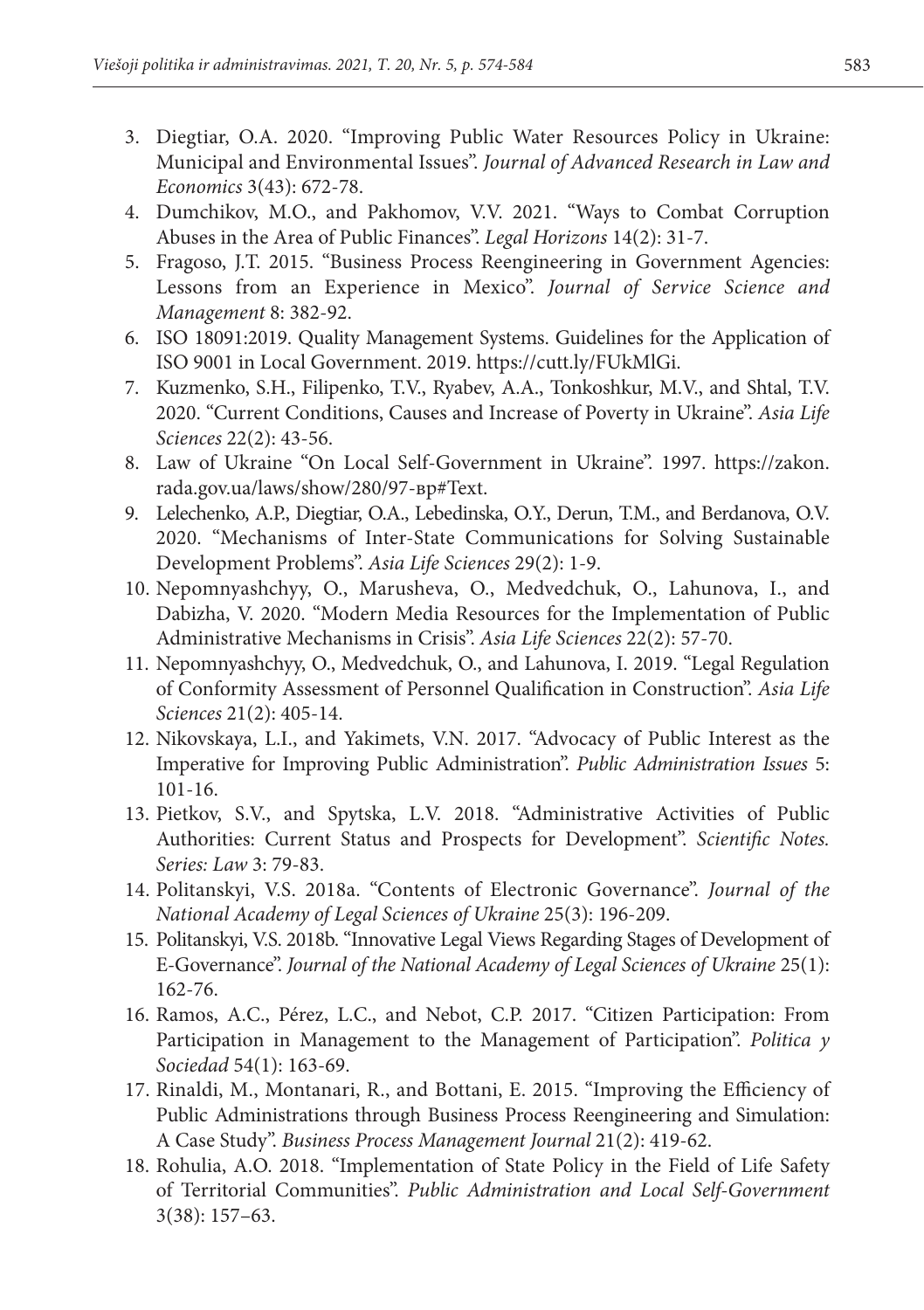3. Diegtiar, O.A. 2020. "Improving Public Water Resources Policy in Ukraine: Municipal and Environmental Issues". *Journal of Advanced Research in Law and Economics* 3(43): 672-78.
4. Dumchikov, M.O., and Pakhomov, V.V. 2021. "Ways to Combat Corruption Abuses in the Area of Public Finances". *Legal Horizons* 14(2): 31-7.
5. Fragoso, J.T. 2015. "Business Process Reengineering in Government Agencies: Lessons from an Experience in Mexico". *Journal of Service Science and Management* 8: 382-92.
6. ISO 18091:2019. Quality Management Systems. Guidelines for the Application of ISO 9001 in Local Government. 2019. https://cutt.ly/FUkMlGi.
7. Kuzmenko, S.H., Filipenko, T.V., Ryabev, A.A., Tonkoshkur, M.V., and Shtal, T.V. 2020. "Current Conditions, Causes and Increase of Poverty in Ukraine". *Asia Life Sciences* 22(2): 43-56.
8. Law of Ukraine "On Local Self-Government in Ukraine". 1997. https://zakon.rada.gov.ua/laws/show/280/97-вр#Text.
9. Lelechenko, A.P., Diegtiar, O.A., Lebedinska, O.Y., Derun, T.M., and Berdanova, O.V. 2020. "Mechanisms of Inter-State Communications for Solving Sustainable Development Problems". *Asia Life Sciences* 29(2): 1-9.
10. Nepomnyashchyy, O., Marusheva, O., Medvedchuk, O., Lahunova, I., and Dabizha, V. 2020. "Modern Media Resources for the Implementation of Public Administrative Mechanisms in Crisis". *Asia Life Sciences* 22(2): 57-70.
11. Nepomnyashchyy, O., Medvedchuk, O., and Lahunova, I. 2019. "Legal Regulation of Conformity Assessment of Personnel Qualification in Construction". *Asia Life Sciences* 21(2): 405-14.
12. Nikovskaya, L.I., and Yakimets, V.N. 2017. "Advocacy of Public Interest as the Imperative for Improving Public Administration". *Public Administration Issues* 5: 101-16.
13. Pietkov, S.V., and Spytska, L.V. 2018. "Administrative Activities of Public Authorities: Current Status and Prospects for Development". *Scientific Notes. Series: Law* 3: 79-83.
14. Politanskyi, V.S. 2018a. "Contents of Electronic Governance". *Journal of the National Academy of Legal Sciences of Ukraine* 25(3): 196-209.
15. Politanskyi, V.S. 2018b. "Innovative Legal Views Regarding Stages of Development of E-Governance". *Journal of the National Academy of Legal Sciences of Ukraine* 25(1): 162-76.
16. Ramos, A.C., Pérez, L.C., and Nebot, C.P. 2017. "Citizen Participation: From Participation in Management to the Management of Participation". *Politica y Sociedad* 54(1): 163-69.
17. Rinaldi, M., Montanari, R., and Bottani, E. 2015. "Improving the Efficiency of Public Administrations through Business Process Reengineering and Simulation: A Case Study". *Business Process Management Journal* 21(2): 419-62.
18. Rohulia, A.O. 2018. "Implementation of State Policy in the Field of Life Safety of Territorial Communities". *Public Administration and Local Self-Government* 3(38): 157–63.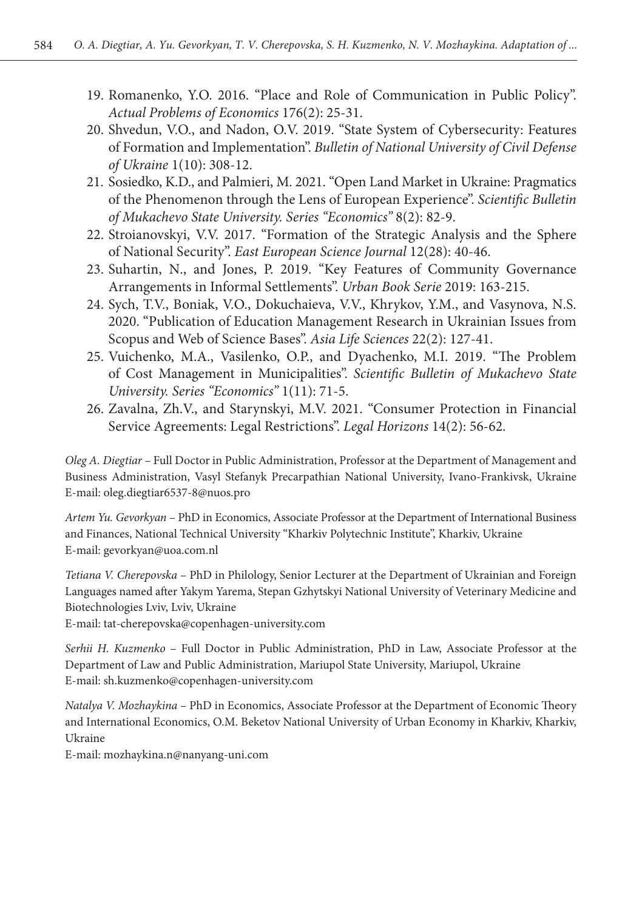19. Romanenko, Y.O. 2016. "Place and Role of Communication in Public Policy". *Actual Problems of Economics* 176(2): 25-31.
20. Shvedun, V.O., and Nadon, O.V. 2019. "State System of Cybersecurity: Features of Formation and Implementation". *Bulletin of National University of Civil Defense of Ukraine* 1(10): 308-12.
21. Sosiedko, K.D., and Palmieri, M. 2021. "Open Land Market in Ukraine: Pragmatics of the Phenomenon through the Lens of European Experience". *Scientific Bulletin of Mukachevo State University. Series "Economics"* 8(2): 82-9.
22. Stroianovskyi, V.V. 2017. "Formation of the Strategic Analysis and the Sphere of National Security". *East European Science Journal* 12(28): 40-46.
23. Suhartin, N., and Jones, P. 2019. "Key Features of Community Governance Arrangements in Informal Settlements". *Urban Book Serie* 2019: 163-215.
24. Sych, T.V., Boniak, V.O., Dokuchaieva, V.V., Khrykov, Y.M., and Vasynova, N.S. 2020. "Publication of Education Management Research in Ukrainian Issues from Scopus and Web of Science Bases". *Asia Life Sciences* 22(2): 127-41.
25. Vuichenko, M.A., Vasilenko, O.P., and Dyachenko, M.I. 2019. "The Problem of Cost Management in Municipalities". *Scientific Bulletin of Mukachevo State University. Series "Economics"* 1(11): 71-5.
26. Zavalna, Zh.V., and Starynskyi, M.V. 2021. "Consumer Protection in Financial Service Agreements: Legal Restrictions". *Legal Horizons* 14(2): 56-62.

*Oleg A. Diegtiar* – Full Doctor in Public Administration, Professor at the Department of Management and Business Administration, Vasyl Stefanyk Precarpathian National University, Ivano-Frankivsk, Ukraine
E-mail: oleg.diegtiar6537-8@nuos.pro

*Artem Yu. Gevorkyan* – PhD in Economics, Associate Professor at the Department of International Business and Finances, National Technical University "Kharkiv Polytechnic Institute", Kharkiv, Ukraine
E-mail: gevorkyan@uoa.com.nl

*Tetiana V. Cherepovska* – PhD in Philology, Senior Lecturer at the Department of Ukrainian and Foreign Languages named after Yakym Yarema, Stepan Gzhytskyi National University of Veterinary Medicine and Biotechnologies Lviv, Lviv, Ukraine
E-mail: tat-cherepovska@copenhagen-university.com

*Serhii H. Kuzmenko* – Full Doctor in Public Administration, PhD in Law, Associate Professor at the Department of Law and Public Administration, Mariupol State University, Mariupol, Ukraine
E-mail: sh.kuzmenko@copenhagen-university.com

*Natalya V. Mozhaykina* – PhD in Economics, Associate Professor at the Department of Economic Theory and International Economics, O.M. Beketov National University of Urban Economy in Kharkiv, Kharkiv, Ukraine
E-mail: mozhaykina.n@nanyang-uni.com